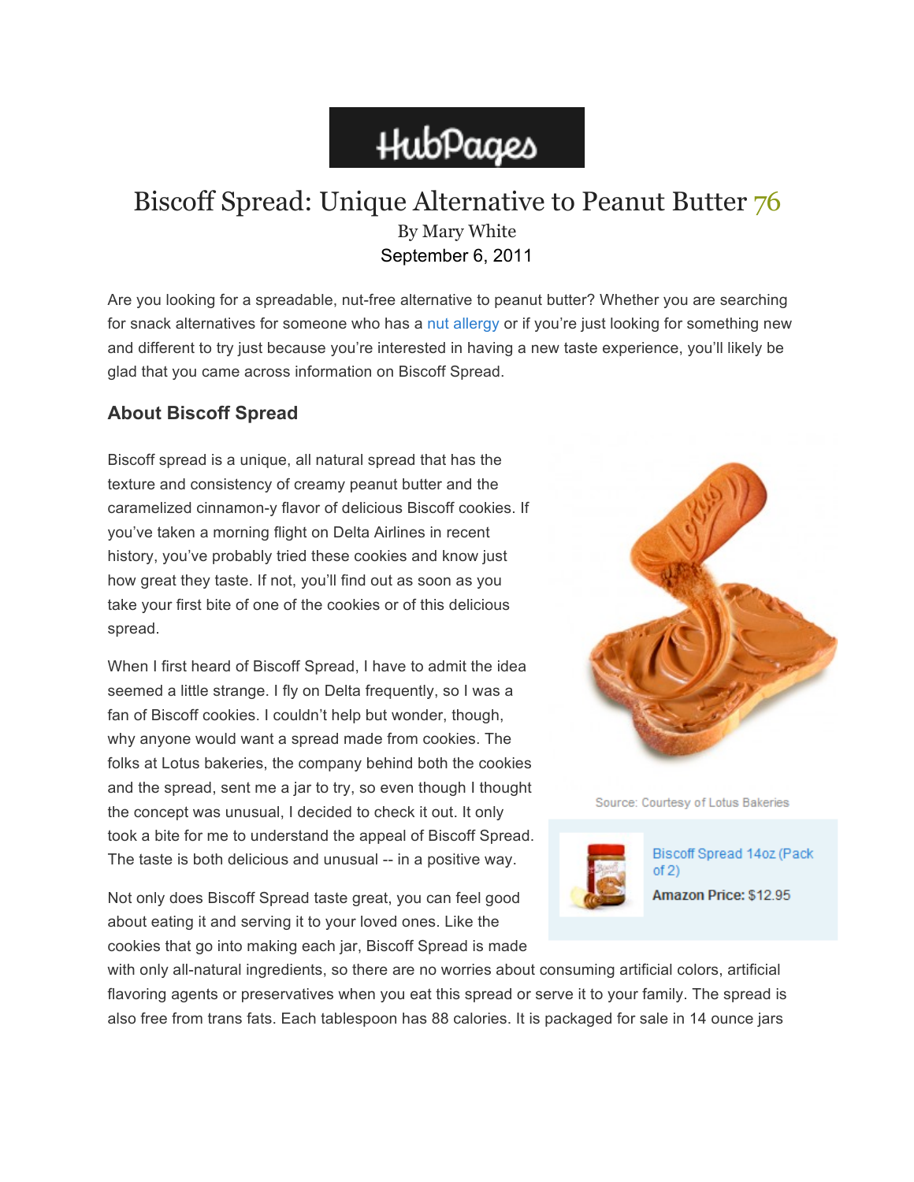HubPages

# Biscoff Spread: Unique Alternative to Peanut Butter 76

By Mary White

September 6, 2011

Are you looking for a spreadable, nut-free alternative to peanut butter? Whether you are searching for snack alternatives for someone who has a nut allergy or if you're just looking for something new and different to try just because you're interested in having a new taste experience, you'll likely be glad that you came across information on Biscoff Spread.

## About Biscoff Spread

Biscoff spread is a unique, all natural spread that has the texture and consistency of creamy peanut butter and the caramelized cinnamon-y flavor of delicious Biscoff cookies. If you've taken a morning flight on Delta Airlines in recent history, you've probably tried these cookies and know just how great they taste. If not, you'll find out as soon as you take your first bite of one of the cookies or of this delicious spread.

Source: Courtesy of Lotus Bakeries

Biscoff Spread 14oz (Pack of 2)

**Amazon Price:** $12.95

When I first heard of Biscoff Spread, I have to admit the idea seemed a little strange. I fly on Delta frequently, so I was a fan of Biscoff cookies. I couldn't help but wonder, though, why anyone would want a spread made from cookies. The folks at Lotus bakeries, the company behind both the cookies and the spread, sent me a jar to try, so even though I thought the concept was unusual, I decided to check it out. It only took a bite for me to understand the appeal of Biscoff Spread. The taste is both delicious and unusual -- in a positive way.

Not only does Biscoff Spread taste great, you can feel good about eating it and serving it to your loved ones. Like the cookies that go into making each jar, Biscoff Spread is made with only all-natural ingredients, so there are no worries about consuming artificial colors, artificial flavoring agents or preservatives when you eat this spread or serve it to your family. The spread is also free from trans fats. Each tablespoon has 88 calories. It is packaged for sale in 14 ounce jars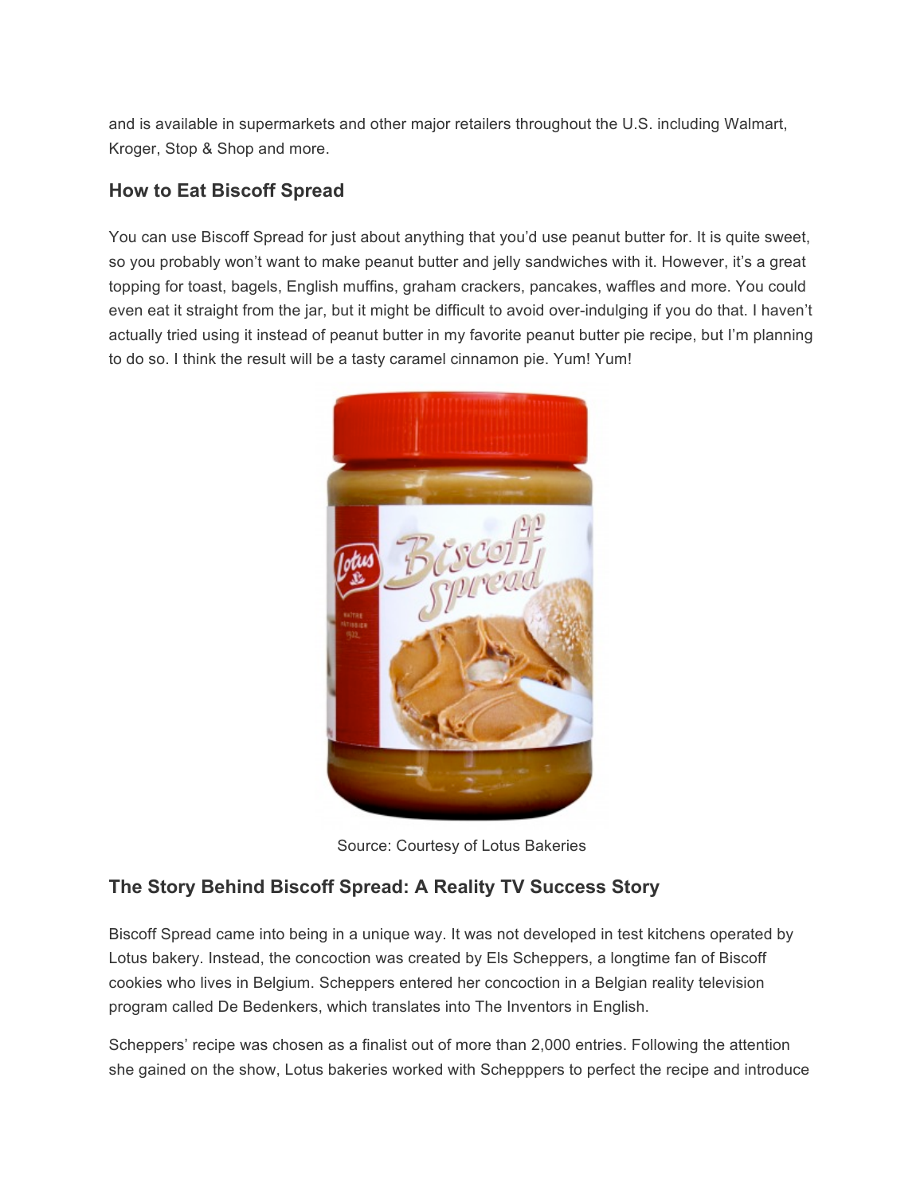and is available in supermarkets and other major retailers throughout the U.S. including Walmart, Kroger, Stop & Shop and more.

## How to Eat Biscoff Spread

You can use Biscoff Spread for just about anything that you'd use peanut butter for. It is quite sweet, so you probably won't want to make peanut butter and jelly sandwiches with it. However, it's a great topping for toast, bagels, English muffins, graham crackers, pancakes, waffles and more. You could even eat it straight from the jar, but it might be difficult to avoid over-indulging if you do that. I haven't actually tried using it instead of peanut butter in my favorite peanut butter pie recipe, but I'm planning to do so. I think the result will be a tasty caramel cinnamon pie. Yum! Yum!

Source: Courtesy of Lotus Bakeries

## The Story Behind Biscoff Spread: A Reality TV Success Story

Biscoff Spread came into being in a unique way. It was not developed in test kitchens operated by Lotus bakery. Instead, the concoction was created by Els Scheppers, a longtime fan of Biscoff cookies who lives in Belgium. Scheppers entered her concoction in a Belgian reality television program called De Bedenkers, which translates into The Inventors in English.

Scheppers' recipe was chosen as a finalist out of more than 2,000 entries. Following the attention she gained on the show, Lotus bakeries worked with Schepppers to perfect the recipe and introduce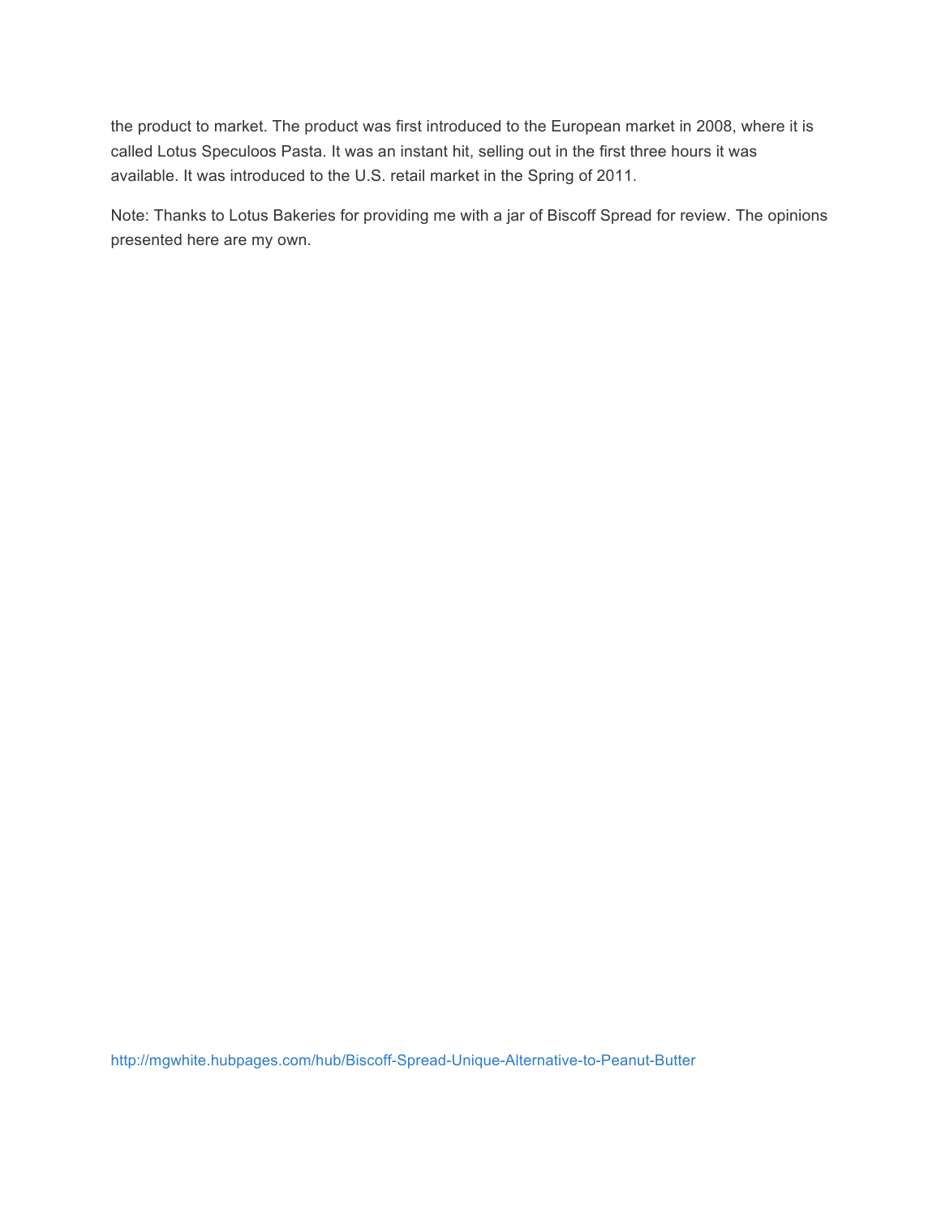the product to market. The product was first introduced to the European market in 2008, where it is called Lotus Speculoos Pasta. It was an instant hit, selling out in the first three hours it was available. It was introduced to the U.S. retail market in the Spring of 2011.

Note: Thanks to Lotus Bakeries for providing me with a jar of Biscoff Spread for review. The opinions presented here are my own.

http://mgwhite.hubpages.com/hub/Biscoff-Spread-Unique-Alternative-to-Peanut-Butter